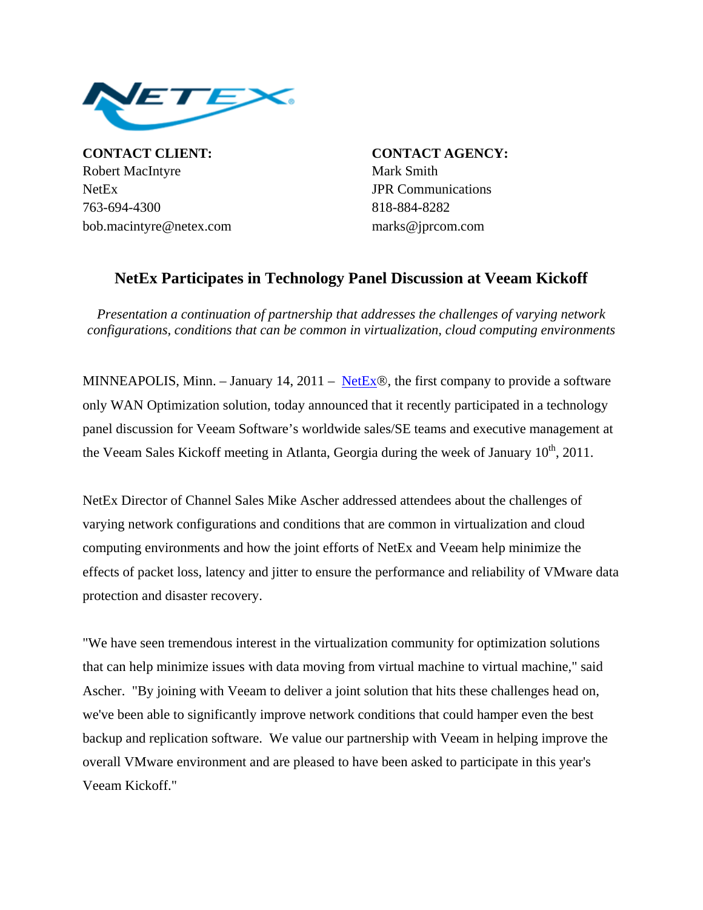| **CONTACT CLIENT:** | **CONTACT AGENCY:** |
| --- | --- |
| Robert MacIntyre | Mark Smith |
| NetEx | JPR Communications |
| 763-694-4300 | 818-884-8282 |
| bob.macintyre@netex.com | marks@jprcom.com |

## NetEx Participates in Technology Panel Discussion at Veeam Kickoff

*Presentation a continuation of partnership that addresses the challenges of varying network configurations, conditions that can be common in virtualization, cloud computing environments*

MINNEAPOLIS, Minn. – January 14, 2011 – NetEx®, the first company to provide a software only WAN Optimization solution, today announced that it recently participated in a technology panel discussion for Veeam Software's worldwide sales/SE teams and executive management at the Veeam Sales Kickoff meeting in Atlanta, Georgia during the week of January 10th, 2011.

NetEx Director of Channel Sales Mike Ascher addressed attendees about the challenges of varying network configurations and conditions that are common in virtualization and cloud computing environments and how the joint efforts of NetEx and Veeam help minimize the effects of packet loss, latency and jitter to ensure the performance and reliability of VMware data protection and disaster recovery.

"We have seen tremendous interest in the virtualization community for optimization solutions that can help minimize issues with data moving from virtual machine to virtual machine," said Ascher. "By joining with Veeam to deliver a joint solution that hits these challenges head on, we've been able to significantly improve network conditions that could hamper even the best backup and replication software. We value our partnership with Veeam in helping improve the overall VMware environment and are pleased to have been asked to participate in this year's Veeam Kickoff."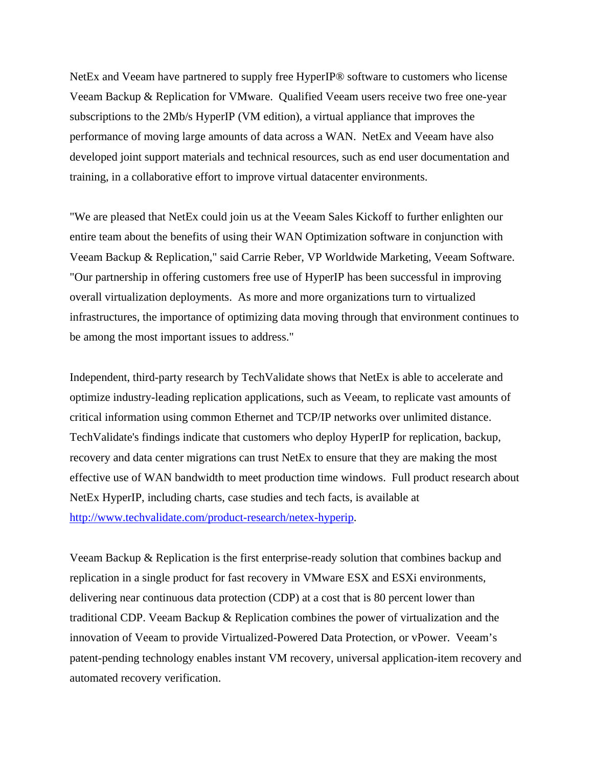NetEx and Veeam have partnered to supply free HyperIP® software to customers who license Veeam Backup & Replication for VMware. Qualified Veeam users receive two free one-year subscriptions to the 2Mb/s HyperIP (VM edition), a virtual appliance that improves the performance of moving large amounts of data across a WAN. NetEx and Veeam have also developed joint support materials and technical resources, such as end user documentation and training, in a collaborative effort to improve virtual datacenter environments.

"We are pleased that NetEx could join us at the Veeam Sales Kickoff to further enlighten our entire team about the benefits of using their WAN Optimization software in conjunction with Veeam Backup & Replication," said Carrie Reber, VP Worldwide Marketing, Veeam Software. "Our partnership in offering customers free use of HyperIP has been successful in improving overall virtualization deployments. As more and more organizations turn to virtualized infrastructures, the importance of optimizing data moving through that environment continues to be among the most important issues to address."

Independent, third-party research by TechValidate shows that NetEx is able to accelerate and optimize industry-leading replication applications, such as Veeam, to replicate vast amounts of critical information using common Ethernet and TCP/IP networks over unlimited distance. TechValidate's findings indicate that customers who deploy HyperIP for replication, backup, recovery and data center migrations can trust NetEx to ensure that they are making the most effective use of WAN bandwidth to meet production time windows. Full product research about NetEx HyperIP, including charts, case studies and tech facts, is available at [http://www.techvalidate.com/product-research/netex-hyperip](http://www.techvalidate.com/product-research/netex-hyperip).

Veeam Backup & Replication is the first enterprise-ready solution that combines backup and replication in a single product for fast recovery in VMware ESX and ESXi environments, delivering near continuous data protection (CDP) at a cost that is 80 percent lower than traditional CDP. Veeam Backup & Replication combines the power of virtualization and the innovation of Veeam to provide Virtualized-Powered Data Protection, or vPower. Veeam's patent-pending technology enables instant VM recovery, universal application-item recovery and automated recovery verification.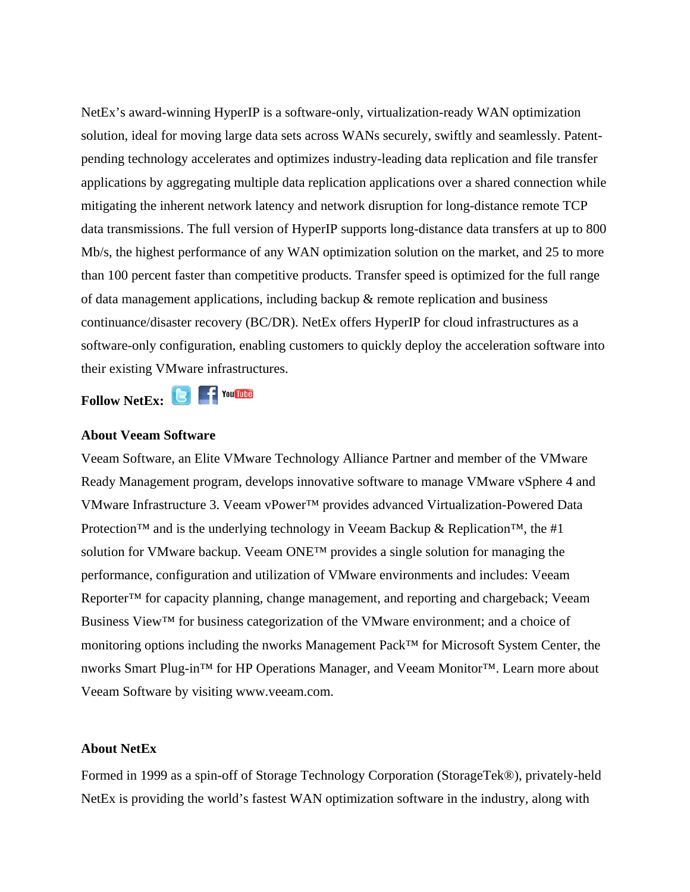NetEx's award-winning HyperIP is a software-only, virtualization-ready WAN optimization solution, ideal for moving large data sets across WANs securely, swiftly and seamlessly. Patent-pending technology accelerates and optimizes industry-leading data replication and file transfer applications by aggregating multiple data replication applications over a shared connection while mitigating the inherent network latency and network disruption for long-distance remote TCP data transmissions. The full version of HyperIP supports long-distance data transfers at up to 800 Mb/s, the highest performance of any WAN optimization solution on the market, and 25 to more than 100 percent faster than competitive products. Transfer speed is optimized for the full range of data management applications, including backup & remote replication and business continuance/disaster recovery (BC/DR). NetEx offers HyperIP for cloud infrastructures as a software-only configuration, enabling customers to quickly deploy the acceleration software into their existing VMware infrastructures.

**Follow NetEx:**

**About Veeam Software**

Veeam Software, an Elite VMware Technology Alliance Partner and member of the VMware Ready Management program, develops innovative software to manage VMware vSphere 4 and VMware Infrastructure 3. Veeam vPower™ provides advanced Virtualization-Powered Data Protection™ and is the underlying technology in Veeam Backup & Replication™, the #1 solution for VMware backup. Veeam ONE™ provides a single solution for managing the performance, configuration and utilization of VMware environments and includes: Veeam Reporter™ for capacity planning, change management, and reporting and chargeback; Veeam Business View™ for business categorization of the VMware environment; and a choice of monitoring options including the nworks Management Pack™ for Microsoft System Center, the nworks Smart Plug-in™ for HP Operations Manager, and Veeam Monitor™. Learn more about Veeam Software by visiting www.veeam.com.

**About NetEx**

Formed in 1999 as a spin-off of Storage Technology Corporation (StorageTek®), privately-held NetEx is providing the world's fastest WAN optimization software in the industry, along with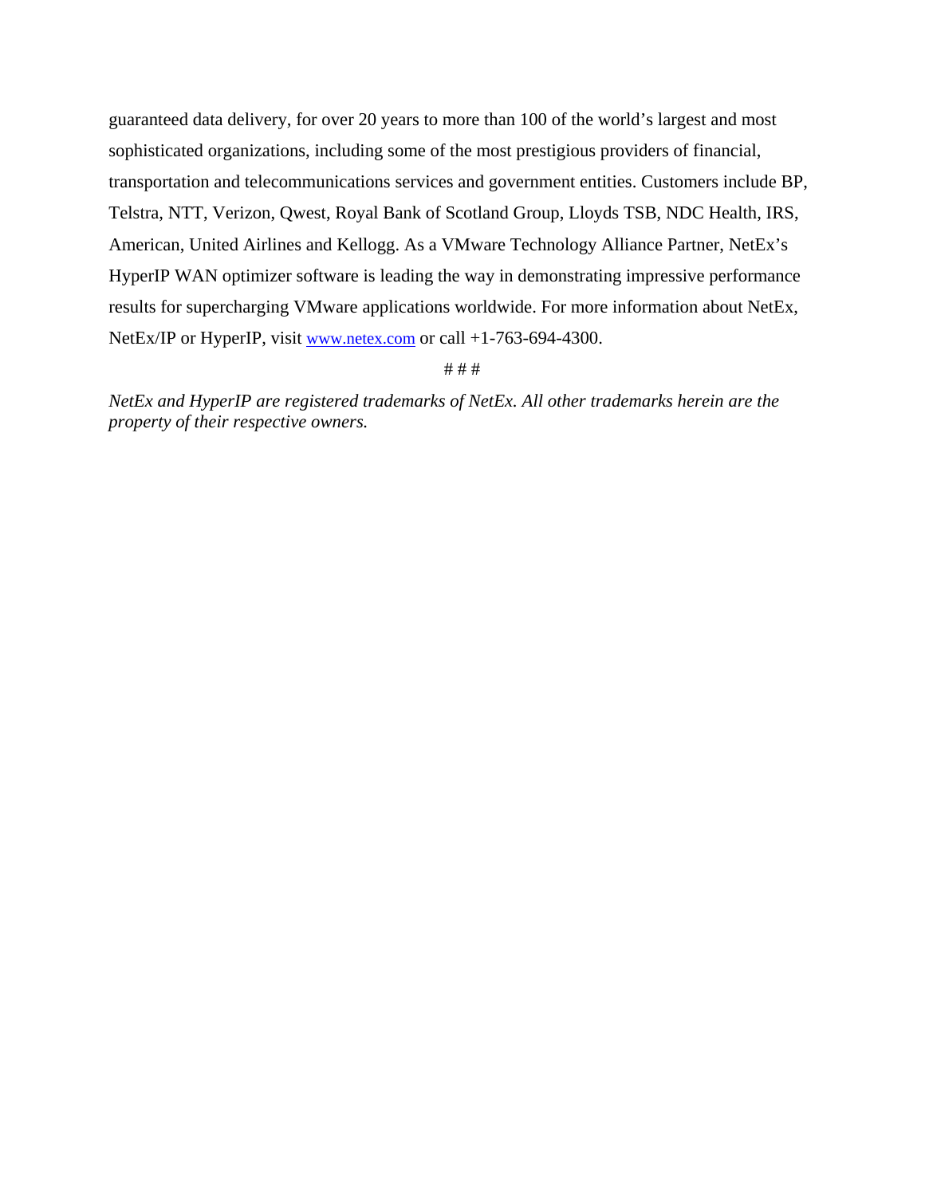guaranteed data delivery, for over 20 years to more than 100 of the world's largest and most sophisticated organizations, including some of the most prestigious providers of financial, transportation and telecommunications services and government entities. Customers include BP, Telstra, NTT, Verizon, Qwest, Royal Bank of Scotland Group, Lloyds TSB, NDC Health, IRS, American, United Airlines and Kellogg. As a VMware Technology Alliance Partner, NetEx's HyperIP WAN optimizer software is leading the way in demonstrating impressive performance results for supercharging VMware applications worldwide. For more information about NetEx, NetEx/IP or HyperIP, visit www.netex.com or call +1-763-694-4300.

# # #

*NetEx and HyperIP are registered trademarks of NetEx. All other trademarks herein are the property of their respective owners.*